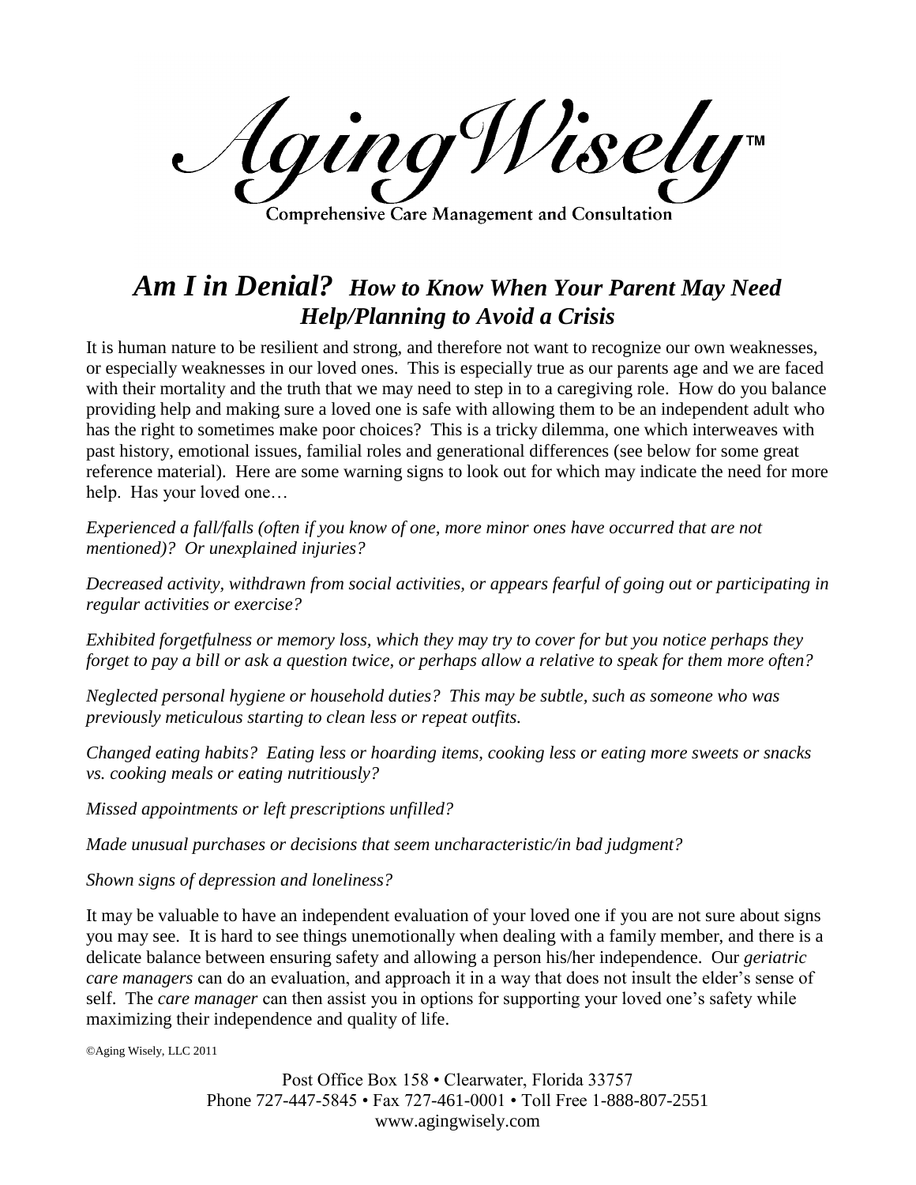# Aging Wisely™

**Comprehensive Care Management and Consultation**

## *Am I in Denial? How to Know When Your Parent May Need Help/Planning to Avoid a Crisis*

It is human nature to be resilient and strong, and therefore not want to recognize our own weaknesses, or especially weaknesses in our loved ones. This is especially true as our parents age and we are faced with their mortality and the truth that we may need to step in to a caregiving role. How do you balance providing help and making sure a loved one is safe with allowing them to be an independent adult who has the right to sometimes make poor choices? This is a tricky dilemma, one which interweaves with past history, emotional issues, familial roles and generational differences (see below for some great reference material). Here are some warning signs to look out for which may indicate the need for more help. Has your loved one…

*Experienced a fall/falls (often if you know of one, more minor ones have occurred that are not mentioned)? Or unexplained injuries?*

*Decreased activity, withdrawn from social activities, or appears fearful of going out or participating in regular activities or exercise?*

*Exhibited forgetfulness or memory loss, which they may try to cover for but you notice perhaps they forget to pay a bill or ask a question twice, or perhaps allow a relative to speak for them more often?*

*Neglected personal hygiene or household duties? This may be subtle, such as someone who was previously meticulous starting to clean less or repeat outfits.*

*Changed eating habits? Eating less or hoarding items, cooking less or eating more sweets or snacks vs. cooking meals or eating nutritiously?*

*Missed appointments or left prescriptions unfilled?*

*Made unusual purchases or decisions that seem uncharacteristic/in bad judgment?*

*Shown signs of depression and loneliness?*

It may be valuable to have an independent evaluation of your loved one if you are not sure about signs you may see. It is hard to see things unemotionally when dealing with a family member, and there is a delicate balance between ensuring safety and allowing a person his/her independence. Our *geriatric care managers* can do an evaluation, and approach it in a way that does not insult the elder's sense of self. The *care manager* can then assist you in options for supporting your loved one's safety while maximizing their independence and quality of life.

©Aging Wisely, LLC 2011

Post Office Box 158 • Clearwater, Florida 33757
Phone 727-447-5845 • Fax 727-461-0001 • Toll Free 1-888-807-2551
www.agingwisely.com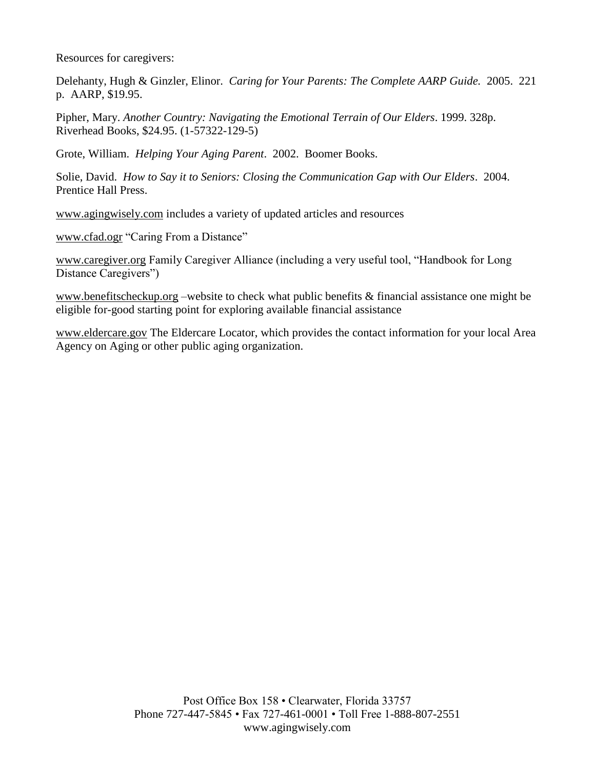Resources for caregivers:

Delehanty, Hugh & Ginzler, Elinor. *Caring for Your Parents: The Complete AARP Guide.* 2005. 221 p. AARP, $19.95.

Pipher, Mary. *Another Country: Navigating the Emotional Terrain of Our Elders*. 1999. 328p. Riverhead Books, $24.95. (1-57322-129-5)

Grote, William. *Helping Your Aging Parent*. 2002. Boomer Books.

Solie, David. *How to Say it to Seniors: Closing the Communication Gap with Our Elders*. 2004. Prentice Hall Press.

www.agingwisely.com includes a variety of updated articles and resources

www.cfad.ogr "Caring From a Distance"

www.caregiver.org Family Caregiver Alliance (including a very useful tool, "Handbook for Long Distance Caregivers")

www.benefitscheckup.org –website to check what public benefits & financial assistance one might be eligible for-good starting point for exploring available financial assistance

www.eldercare.gov The Eldercare Locator, which provides the contact information for your local Area Agency on Aging or other public aging organization.

Post Office Box 158 • Clearwater, Florida 33757
Phone 727-447-5845 • Fax 727-461-0001 • Toll Free 1-888-807-2551
www.agingwisely.com